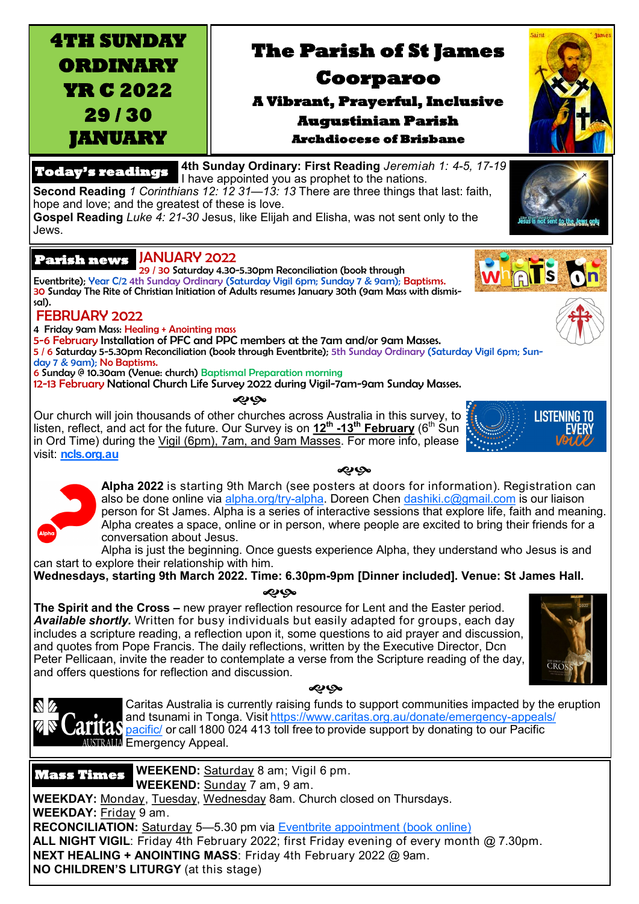# 4TH SUNDAY ORDINARY YR C 2022 29 / 30 JANUARY

# The Parish of St James Coorparoo

### A Vibrant, Prayerful, Inclusive Augustinian Parish

### Archdiocese of Brisbane

## Today's readings

**4th Sunday Ordinary: First Reading** *Jeremiah 1: 4-5, 17-19* I have appointed you as prophet to the nations.

**Second Reading** *1 Corinthians 12: 12 31—13: 13* There are three things that last: faith, hope and love; and the greatest of these is love.

**Gospel Reading** *Luke 4: 21-30* Jesus, like Elijah and Elisha, was not sent only to the Jews.

## Parish news

### JANUARY 2022

29 / 30 Saturday 4.30-5.30pm Reconciliation (book through Eventbrite); Year C/2 4th Sunday Ordinary (Saturday Vigil 6pm; Sunday 7 & 9am); Baptisms.
30 Sunday The Rite of Christian Initiation of Adults resumes January 30th (9am Mass with dismissal).

### FEBRUARY 2022

4 Friday 9am Mass: Healing + Anointing mass
5-6 February Installation of PFC and PPC members at the 7am and/or 9am Masses.
5 / 6 Saturday 5-5.30pm Reconciliation (book through Eventbrite); 5th Sunday Ordinary (Saturday Vigil 6pm; Sunday 7 & 9am); No Baptisms.
6 Sunday @ 10.30am (Venue: church) Baptismal Preparation morning
12-13 February National Church Life Survey 2022 during Vigil-7am-9am Sunday Masses.

Our church will join thousands of other churches across Australia in this survey, to listen, reflect, and act for the future. Our Survey is on **12th -13th February** (6th Sun in Ord Time) during the Vigil (6pm), 7am, and 9am Masses. For more info, please visit: **ncls.org.au**

**Alpha 2022** is starting 9th March (see posters at doors for information). Registration can also be done online via alpha.org/try-alpha. Doreen Chen dashiki.c@gmail.com is our liaison person for St James. Alpha is a series of interactive sessions that explore life, faith and meaning. Alpha creates a space, online or in person, where people are excited to bring their friends for a conversation about Jesus.

Alpha is just the beginning. Once guests experience Alpha, they understand who Jesus is and can start to explore their relationship with him.

**Wednesdays, starting 9th March 2022. Time: 6.30pm-9pm [Dinner included]. Venue: St James Hall.**

**The Spirit and the Cross –** new prayer reflection resource for Lent and the Easter period. ***Available shortly.*** Written for busy individuals but easily adapted for groups, each day includes a scripture reading, a reflection upon it, some questions to aid prayer and discussion, and quotes from Pope Francis. The daily reflections, written by the Executive Director, Dcn Peter Pellicaan, invite the reader to contemplate a verse from the Scripture reading of the day, and offers questions for reflection and discussion.

Caritas Australia is currently raising funds to support communities impacted by the eruption and tsunami in Tonga. Visit https://www.caritas.org.au/donate/emergency-appeals/pacific/ or call 1800 024 413 toll free to provide support by donating to our Pacific Emergency Appeal.

## Mass Times

**WEEKEND:** Saturday 8 am; Vigil 6 pm.
**WEEKEND:** Sunday 7 am, 9 am.
**WEEKDAY:** Monday, Tuesday, Wednesday 8am. Church closed on Thursdays.
**WEEKDAY:** Friday 9 am.
**RECONCILIATION:** Saturday 5—5.30 pm via Eventbrite appointment (book online)
**ALL NIGHT VIGIL**: Friday 4th February 2022; first Friday evening of every month @ 7.30pm.
**NEXT HEALING + ANOINTING MASS**: Friday 4th February 2022 @ 9am.
**NO CHILDREN'S LITURGY** (at this stage)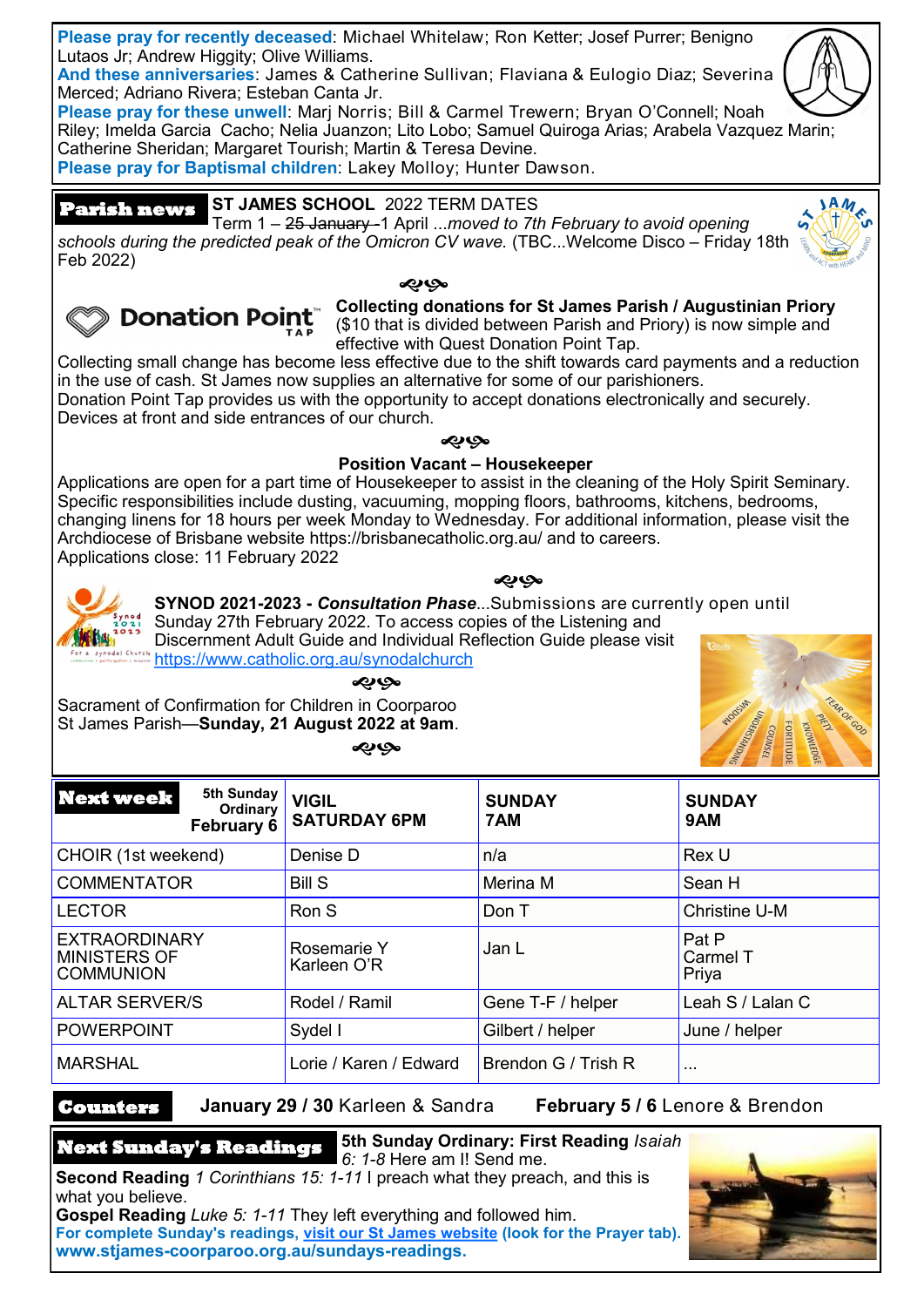**Please pray for recently deceased**: Michael Whitelaw; Ron Ketter; Josef Purrer; Benigno Lutaos Jr; Andrew Higgity; Olive Williams.

**And these anniversaries**: James & Catherine Sullivan; Flaviana & Eulogio Diaz; Severina Merced; Adriano Rivera; Esteban Canta Jr.

**Please pray for these unwell**: Marj Norris; Bill & Carmel Trewern; Bryan O'Connell; Noah Riley; Imelda Garcia Cacho; Nelia Juanzon; Lito Lobo; Samuel Quiroga Arias; Arabela Vazquez Marin; Catherine Sheridan; Margaret Tourish; Martin & Teresa Devine.

**Please pray for Baptismal children**: Lakey Molloy; Hunter Dawson.

## Parish news

**ST JAMES SCHOOL** 2022 TERM DATES

Term 1 – ~~25 January~~ -1 April ...*moved to 7th February to avoid opening schools during the predicted peak of the Omicron CV wave.* (TBC...Welcome Disco – Friday 18th Feb 2022)

**Collecting donations for St James Parish / Augustinian Priory** ($10 that is divided between Parish and Priory) is now simple and effective with Quest Donation Point Tap.

Collecting small change has become less effective due to the shift towards card payments and a reduction in the use of cash. St James now supplies an alternative for some of our parishioners.

Donation Point Tap provides us with the opportunity to accept donations electronically and securely. Devices at front and side entrances of our church.

**Position Vacant – Housekeeper**

Applications are open for a part time of Housekeeper to assist in the cleaning of the Holy Spirit Seminary. Specific responsibilities include dusting, vacuuming, mopping floors, bathrooms, kitchens, bedrooms, changing linens for 18 hours per week Monday to Wednesday. For additional information, please visit the Archdiocese of Brisbane website https://brisbanecatholic.org.au/ and to careers.

Applications close: 11 February 2022

**SYNOD 2021-2023 - *Consultation Phase***...Submissions are currently open until Sunday 27th February 2022. To access copies of the Listening and Discernment Adult Guide and Individual Reflection Guide please visit https://www.catholic.org.au/synodalchurch

Sacrament of Confirmation for Children in Coorparoo St James Parish—**Sunday, 21 August 2022 at 9am**.

## Next week

| **Next week** 5th Sunday Ordinary February 6 | **VIGIL SATURDAY 6PM** | **SUNDAY 7AM** | **SUNDAY 9AM** |
|---|---|---|---|
| CHOIR (1st weekend) | Denise D | n/a | Rex U |
| COMMENTATOR | Bill S | Merina M | Sean H |
| LECTOR | Ron S | Don T | Christine U-M |
| EXTRAORDINARY MINISTERS OF COMMUNION | Rosemarie Y, Karleen O'R | Jan L | Pat P, Carmel T, Priya |
| ALTAR SERVER/S | Rodel / Ramil | Gene T-F / helper | Leah S / Lalan C |
| POWERPOINT | Sydel I | Gilbert / helper | June / helper |
| MARSHAL | Lorie / Karen / Edward | Brendon G / Trish R | ... |

**Counters** **January 29 / 30** Karleen & Sandra **February 5 / 6** Lenore & Brendon

## Next Sunday's Readings

**5th Sunday Ordinary: First Reading** *Isaiah 6: 1-8* Here am I! Send me.

**Second Reading** *1 Corinthians 15: 1-11* I preach what they preach, and this is what you believe.

**Gospel Reading** *Luke 5: 1-11* They left everything and followed him.

**For complete Sunday's readings, visit our St James website (look for the Prayer tab). www.stjames-coorparoo.org.au/sundays-readings.**